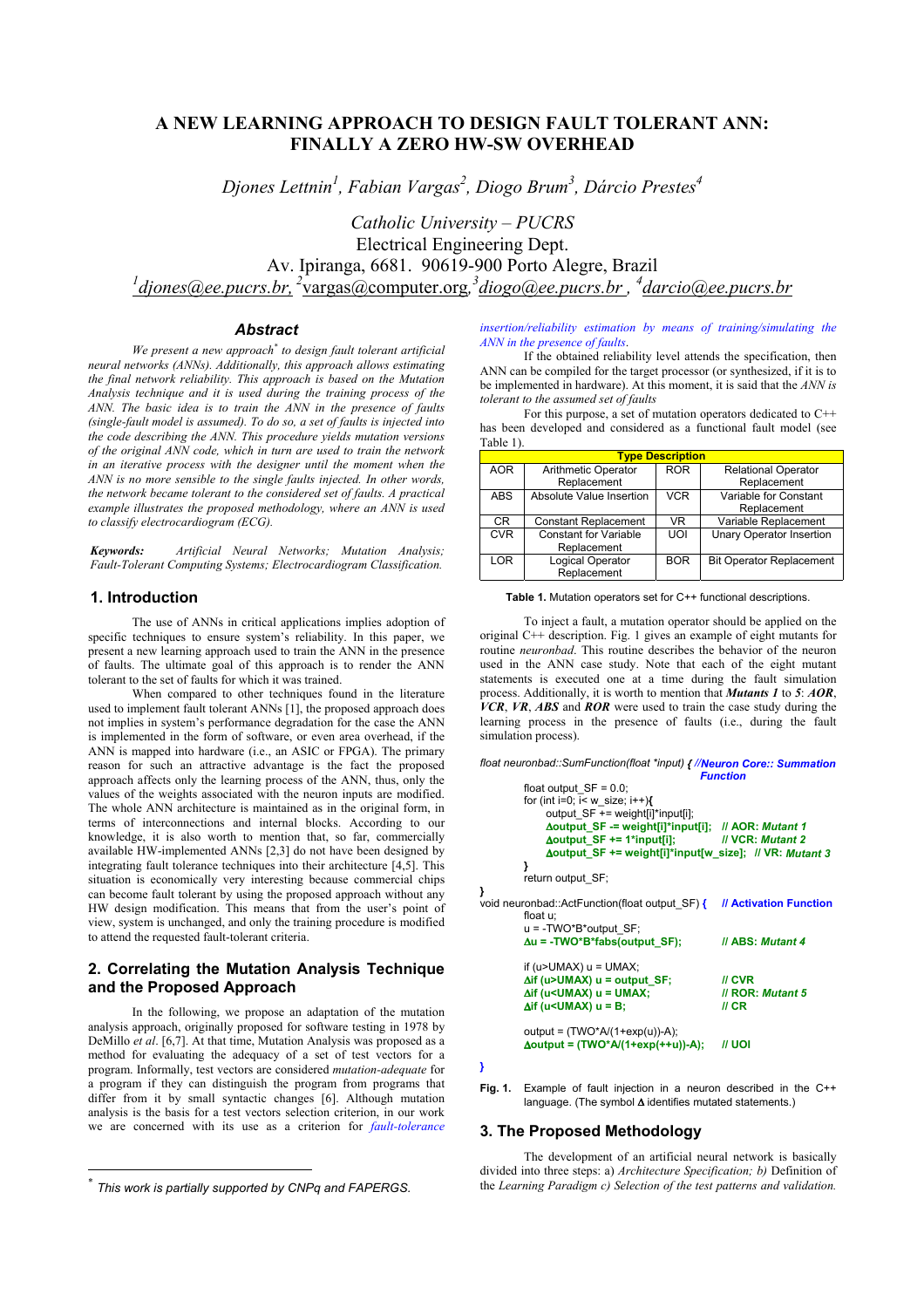# A NEW LEARNING APPROACH TO DESIGN FAULT TOLERANT ANN: FINALLY A ZERO HW-SW OVERHEAD

*Djones Lettnin[1], Fabian Vargas[2], Diogo Brum[3], Dárcio Prestes[4]*

*Catholic University – PUCRS*
Electrical Engineering Dept.
Av. Ipiranga, 6681. 90619-900 Porto Alegre, Brazil
[1]djones@ee.pucrs.br, [2]vargas@computer.org, [3]diogo@ee.pucrs.br , [4]darcio@ee.pucrs.br

## Abstract

*We present a new approach[*] to design fault tolerant artificial neural networks (ANNs). Additionally, this approach allows estimating the final network reliability. This approach is based on the Mutation Analysis technique and it is used during the training process of the ANN. The basic idea is to train the ANN in the presence of faults (single-fault model is assumed). To do so, a set of faults is injected into the code describing the ANN. This procedure yields mutation versions of the original ANN code, which in turn are used to train the network in an iterative process with the designer until the moment when the ANN is no more sensible to the single faults injected. In other words, the network became tolerant to the considered set of faults. A practical example illustrates the proposed methodology, where an ANN is used to classify electrocardiogram (ECG).*

***Keywords:*** *Artificial Neural Networks; Mutation Analysis; Fault-Tolerant Computing Systems; Electrocardiogram Classification.*

## 1. Introduction

The use of ANNs in critical applications implies adoption of specific techniques to ensure system's reliability. In this paper, we present a new learning approach used to train the ANN in the presence of faults. The ultimate goal of this approach is to render the ANN tolerant to the set of faults for which it was trained.

When compared to other techniques found in the literature used to implement fault tolerant ANNs [1], the proposed approach does not implies in system's performance degradation for the case the ANN is implemented in the form of software, or even area overhead, if the ANN is mapped into hardware (i.e., an ASIC or FPGA). The primary reason for such an attractive advantage is the fact the proposed approach affects only the learning process of the ANN, thus, only the values of the weights associated with the neuron inputs are modified. The whole ANN architecture is maintained as in the original form, in terms of interconnections and internal blocks. According to our knowledge, it is also worth to mention that, so far, commercially available HW-implemented ANNs [2,3] do not have been designed by integrating fault tolerance techniques into their architecture [4,5]. This situation is economically very interesting because commercial chips can become fault tolerant by using the proposed approach without any HW design modification. This means that from the user's point of view, system is unchanged, and only the training procedure is modified to attend the requested fault-tolerant criteria.

## 2. Correlating the Mutation Analysis Technique and the Proposed Approach

In the following, we propose an adaptation of the mutation analysis approach, originally proposed for software testing in 1978 by DeMillo *et al*. [6,7]. At that time, Mutation Analysis was proposed as a method for evaluating the adequacy of a set of test vectors for a program. Informally, test vectors are considered *mutation-adequate* for a program if they can distinguish the program from programs that differ from it by small syntactic changes [6]. Although mutation analysis is the basis for a test vectors selection criterion, in our work we are concerned with its use as a criterion for *fault-tolerance insertion/reliability estimation by means of training/simulating the ANN in the presence of faults*.

If the obtained reliability level attends the specification, then ANN can be compiled for the target processor (or synthesized, if it is to be implemented in hardware). At this moment, it is said that the *ANN is tolerant to the assumed set of faults*

For this purpose, a set of mutation operators dedicated to C++ has been developed and considered as a functional fault model (see Table 1).

| Type Description | | | |
|---|---|---|---|
| AOR | Arithmetic Operator Replacement | ROR | Relational Operator Replacement |
| ABS | Absolute Value Insertion | VCR | Variable for Constant Replacement |
| CR | Constant Replacement | VR | Variable Replacement |
| CVR | Constant for Variable Replacement | UOI | Unary Operator Insertion |
| LOR | Logical Operator Replacement | BOR | Bit Operator Replacement |

**Table 1.** Mutation operators set for C++ functional descriptions.

To inject a fault, a mutation operator should be applied on the original C++ description. Fig. 1 gives an example of eight mutants for routine *neuronbad*. This routine describes the behavior of the neuron used in the ANN case study. Note that each of the eight mutant statements is executed one at a time during the fault simulation process. Additionally, it is worth to mention that ***Mutants 1*** to ***5***: ***AOR***, ***VCR***, ***VR***, ***ABS*** and ***ROR*** were used to train the case study during the learning process in the presence of faults (i.e., during the fault simulation process).

```
float neuronbad::SumFunction(float *input) { //Neuron Core:: Summation
                                                               Function
        float output_SF = 0.0;
        for (int i=0; i< w_size; i++){
            output_SF += weight[i]*input[i];
            Δoutput_SF -= weight[i]*input[i];   // AOR: Mutant 1
            Δoutput_SF += 1*input[i];           // VCR: Mutant 2
            Δoutput_SF += weight[i]*input[w_size];  // VR: Mutant 3
        }
        return output_SF;
}
void neuronbad::ActFunction(float output_SF) {   // Activation Function
        float u;
        u = -TWO*B*output_SF;
        Δu = -TWO*B*fabs(output_SF);             // ABS: Mutant 4

        if (u>UMAX) u = UMAX;
        Δif (u>UMAX) u = output_SF;              // CVR
        Δif (u<UMAX) u = UMAX;                   // ROR: Mutant 5
        Δif (u<UMAX) u = B;                      // CR

        output = (TWO*A/(1+exp(u))-A);
        Δoutput = (TWO*A/(1+exp(++u))-A);        // UOI
}
```

**Fig. 1.** Example of fault injection in a neuron described in the C++ language. (The symbol **Δ** identifies mutated statements.)

## 3. The Proposed Methodology

The development of an artificial neural network is basically divided into three steps: a) *Architecture Specification; b)* Definition of the *Learning Paradigm c) Selection of the test patterns and validation.*

[*] *This work is partially supported by CNPq and FAPERGS.*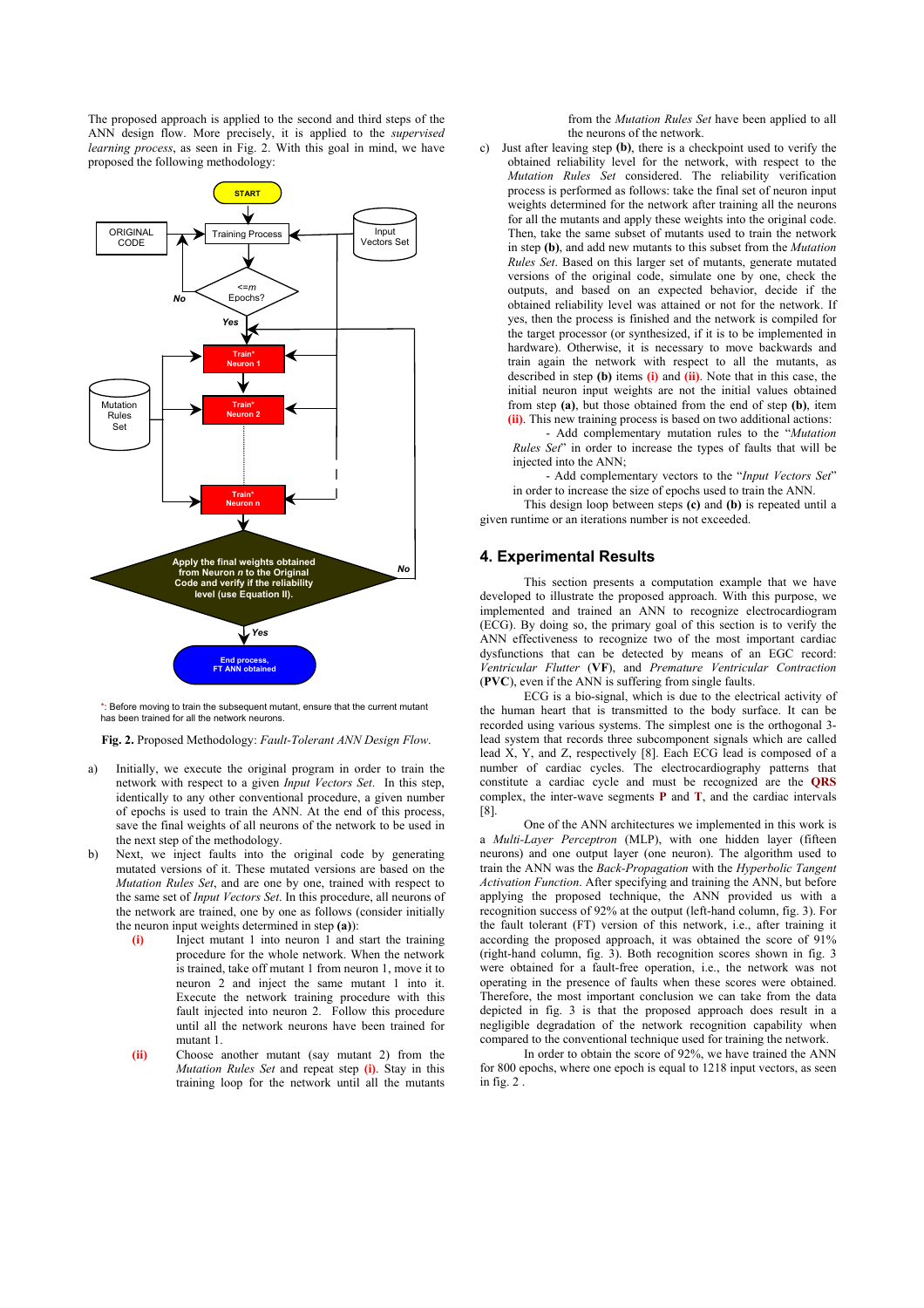The proposed approach is applied to the second and third steps of the ANN design flow. More precisely, it is applied to the *supervised learning process*, as seen in Fig. 2. With this goal in mind, we have proposed the following methodology:

*: Before moving to train the subsequent mutant, ensure that the current mutant has been trained for all the network neurons.

**Fig. 2.** Proposed Methodology: *Fault-Tolerant ANN Design Flow*.

a) Initially, we execute the original program in order to train the network with respect to a given *Input Vectors Set*. In this step, identically to any other conventional procedure, a given number of epochs is used to train the ANN. At the end of this process, save the final weights of all neurons of the network to be used in the next step of the methodology.

b) Next, we inject faults into the original code by generating mutated versions of it. These mutated versions are based on the *Mutation Rules Set*, and are one by one, trained with respect to the same set of *Input Vectors Set*. In this procedure, all neurons of the network are trained, one by one as follows (consider initially the neuron input weights determined in step **(a)**):

   **(i)** Inject mutant 1 into neuron 1 and start the training procedure for the whole network. When the network is trained, take off mutant 1 from neuron 1, move it to neuron 2 and inject the same mutant 1 into it. Execute the network training procedure with this fault injected into neuron 2. Follow this procedure until all the network neurons have been trained for mutant 1.

   **(ii)** Choose another mutant (say mutant 2) from the *Mutation Rules Set* and repeat step **(i)**. Stay in this training loop for the network until all the mutants from the *Mutation Rules Set* have been applied to all the neurons of the network.

c) Just after leaving step **(b)**, there is a checkpoint used to verify the obtained reliability level for the network, with respect to the *Mutation Rules Set* considered. The reliability verification process is performed as follows: take the final set of neuron input weights determined for the network after training all the neurons for all the mutants and apply these weights into the original code. Then, take the same subset of mutants used to train the network in step **(b)**, and add new mutants to this subset from the *Mutation Rules Set*. Based on this larger set of mutants, generate mutated versions of the original code, simulate one by one, check the outputs, and based on an expected behavior, decide if the obtained reliability level was attained or not for the network. If yes, then the process is finished and the network is compiled for the target processor (or synthesized, if it is to be implemented in hardware). Otherwise, it is necessary to move backwards and train again the network with respect to all the mutants, as described in step **(b)** items **(i)** and **(ii)**. Note that in this case, the initial neuron input weights are not the initial values obtained from step **(a)**, but those obtained from the end of step **(b)**, item **(ii)**. This new training process is based on two additional actions:

   - Add complementary mutation rules to the "*Mutation Rules Set*" in order to increase the types of faults that will be injected into the ANN;
   - Add complementary vectors to the "*Input Vectors Set*" in order to increase the size of epochs used to train the ANN.

   This design loop between steps **(c)** and **(b)** is repeated until a given runtime or an iterations number is not exceeded.

## 4. Experimental Results

This section presents a computation example that we have developed to illustrate the proposed approach. With this purpose, we implemented and trained an ANN to recognize electrocardiogram (ECG). By doing so, the primary goal of this section is to verify the ANN effectiveness to recognize two of the most important cardiac dysfunctions that can be detected by means of an EGC record: *Ventricular Flutter* (**VF**), and *Premature Ventricular Contraction* (**PVC**), even if the ANN is suffering from single faults.

ECG is a bio-signal, which is due to the electrical activity of the human heart that is transmitted to the body surface. It can be recorded using various systems. The simplest one is the orthogonal 3-lead system that records three subcomponent signals which are called lead X, Y, and Z, respectively [8]. Each ECG lead is composed of a number of cardiac cycles. The electrocardiography patterns that constitute a cardiac cycle and must be recognized are the **QRS** complex, the inter-wave segments **P** and **T**, and the cardiac intervals [8].

One of the ANN architectures we implemented in this work is a *Multi-Layer Perceptron* (MLP), with one hidden layer (fifteen neurons) and one output layer (one neuron). The algorithm used to train the ANN was the *Back-Propagation* with the *Hyperbolic Tangent Activation Function*. After specifying and training the ANN, but before applying the proposed technique, the ANN provided us with a recognition success of 92% at the output (left-hand column, fig. 3). For the fault tolerant (FT) version of this network, i.e., after training it according the proposed approach, it was obtained the score of 91% (right-hand column, fig. 3). Both recognition scores shown in fig. 3 were obtained for a fault-free operation, i.e., the network was not operating in the presence of faults when these scores were obtained. Therefore, the most important conclusion we can take from the data depicted in fig. 3 is that the proposed approach does result in a negligible degradation of the network recognition capability when compared to the conventional technique used for training the network.

In order to obtain the score of 92%, we have trained the ANN for 800 epochs, where one epoch is equal to 1218 input vectors, as seen in fig. 2 .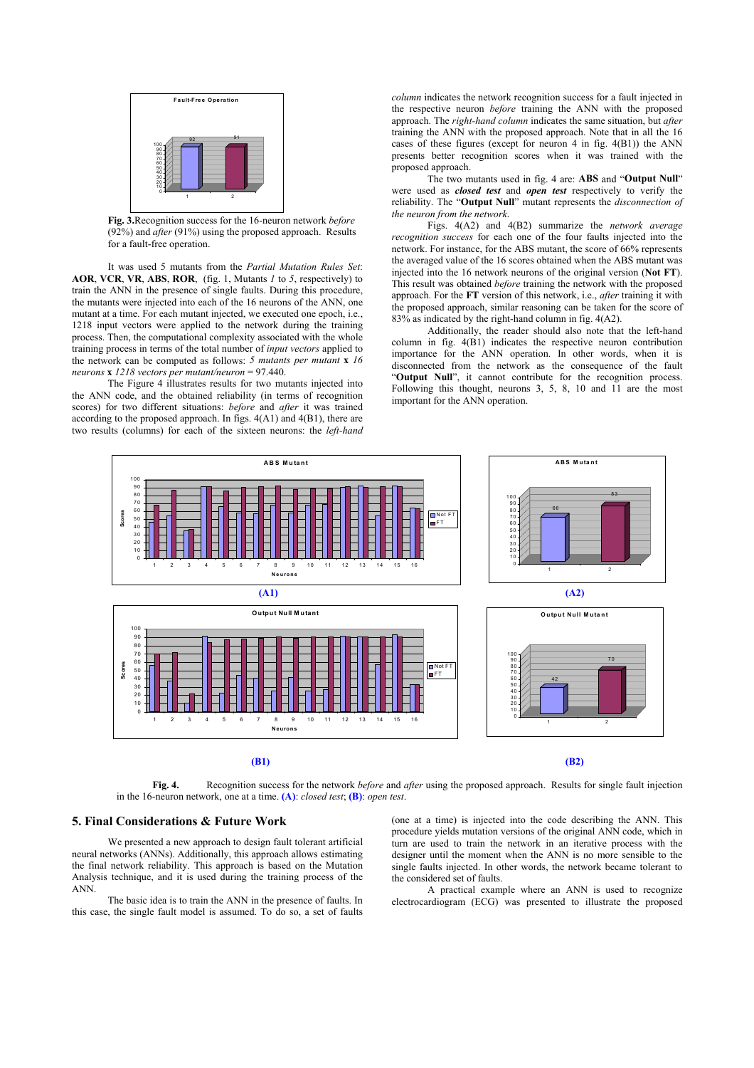**Fig. 3.** Recognition success for the 16-neuron network *before* (92%) and *after* (91%) using the proposed approach. Results for a fault-free operation.

It was used 5 mutants from the *Partial Mutation Rules Set*: **AOR**, **VCR**, **VR**, **ABS**, **ROR**, (fig. 1, Mutants *1* to *5*, respectively) to train the ANN in the presence of single faults. During this procedure, the mutants were injected into each of the 16 neurons of the ANN, one mutant at a time. For each mutant injected, we executed one epoch, i.e., 1218 input vectors were applied to the network during the training process. Then, the computational complexity associated with the whole training process in terms of the total number of *input vectors* applied to the network can be computed as follows: *5 mutants per mutant* **x** *16 neurons* **x** *1218 vectors per mutant/neuron* = 97.440.

The Figure 4 illustrates results for two mutants injected into the ANN code, and the obtained reliability (in terms of recognition scores) for two different situations: *before* and *after* it was trained according to the proposed approach. In figs. 4(A1) and 4(B1), there are two results (columns) for each of the sixteen neurons: the *left-hand column* indicates the network recognition success for a fault injected in the respective neuron *before* training the ANN with the proposed approach. The *right-hand column* indicates the same situation, but *after* training the ANN with the proposed approach. Note that in all the 16 cases of these figures (except for neuron 4 in fig. 4(B1)) the ANN presents better recognition scores when it was trained with the proposed approach.

The two mutants used in fig. 4 are: **ABS** and "**Output Null**" were used as ***closed test*** and ***open test*** respectively to verify the reliability. The "**Output Null**" mutant represents the *disconnection of the neuron from the network*.

Figs. 4(A2) and 4(B2) summarize the *network average recognition success* for each one of the four faults injected into the network. For instance, for the ABS mutant, the score of 66% represents the averaged value of the 16 scores obtained when the ABS mutant was injected into the 16 network neurons of the original version (**Not FT**). This result was obtained *before* training the network with the proposed approach. For the **FT** version of this network, i.e., *after* training it with the proposed approach, similar reasoning can be taken for the score of 83% as indicated by the right-hand column in fig. 4(A2).

Additionally, the reader should also note that the left-hand column in fig. 4(B1) indicates the respective neuron contribution importance for the ANN operation. In other words, when it is disconnected from the network as the consequence of the fault "**Output Null**", it cannot contribute for the recognition process. Following this thought, neurons 3, 5, 8, 10 and 11 are the most important for the ANN operation.

(A1) (A2)

(B1) (B2)

**Fig. 4.** Recognition success for the network *before* and *after* using the proposed approach. Results for single fault injection in the 16-neuron network, one at a time. **(A)**: *closed test*; **(B)**: *open test*.

## 5. Final Considerations & Future Work

We presented a new approach to design fault tolerant artificial neural networks (ANNs). Additionally, this approach allows estimating the final network reliability. This approach is based on the Mutation Analysis technique, and it is used during the training process of the ANN.

The basic idea is to train the ANN in the presence of faults. In this case, the single fault model is assumed. To do so, a set of faults (one at a time) is injected into the code describing the ANN. This procedure yields mutation versions of the original ANN code, which in turn are used to train the network in an iterative process with the designer until the moment when the ANN is no more sensible to the single faults injected. In other words, the network became tolerant to the considered set of faults.

A practical example where an ANN is used to recognize electrocardiogram (ECG) was presented to illustrate the proposed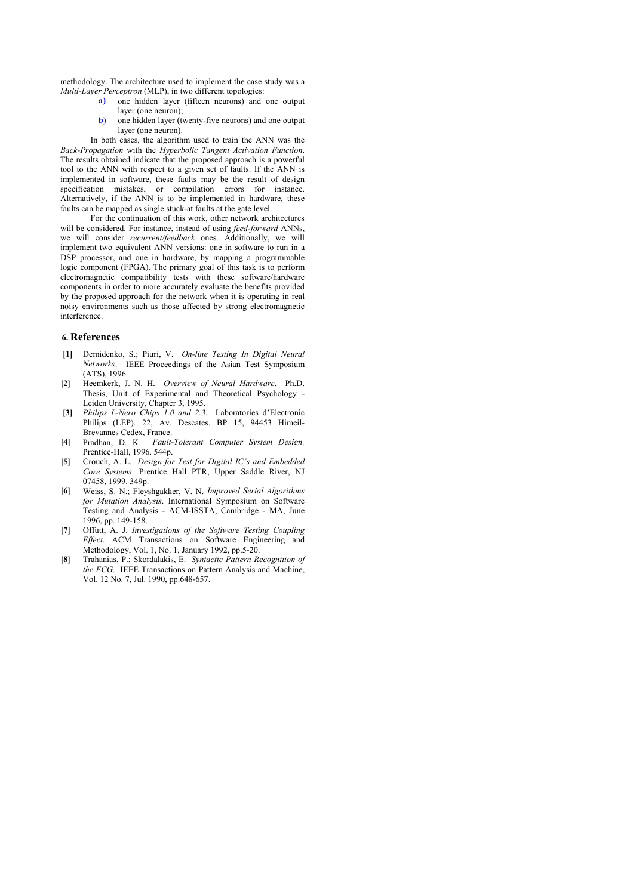methodology. The architecture used to implement the case study was a *Multi-Layer Perceptron* (MLP), in two different topologies:

- **a)** one hidden layer (fifteen neurons) and one output layer (one neuron);
- **b)** one hidden layer (twenty-five neurons) and one output layer (one neuron).

In both cases, the algorithm used to train the ANN was the *Back-Propagation* with the *Hyperbolic Tangent Activation Function*. The results obtained indicate that the proposed approach is a powerful tool to the ANN with respect to a given set of faults. If the ANN is implemented in software, these faults may be the result of design specification mistakes, or compilation errors for instance. Alternatively, if the ANN is to be implemented in hardware, these faults can be mapped as single stuck-at faults at the gate level.

For the continuation of this work, other network architectures will be considered. For instance, instead of using *feed-forward* ANNs, we will consider *recurrent/feedback* ones. Additionally, we will implement two equivalent ANN versions: one in software to run in a DSP processor, and one in hardware, by mapping a programmable logic component (FPGA). The primary goal of this task is to perform electromagnetic compatibility tests with these software/hardware components in order to more accurately evaluate the benefits provided by the proposed approach for the network when it is operating in real noisy environments such as those affected by strong electromagnetic interference.

## 6. References

**[1]** Demidenko, S.; Piuri, V. *On-line Testing In Digital Neural Networks*. IEEE Proceedings of the Asian Test Symposium (ATS), 1996.

**[2]** Heemkerk, J. N. H. *Overview of Neural Hardware*. Ph.D. Thesis, Unit of Experimental and Theoretical Psychology - Leiden University, Chapter 3, 1995.

**[3]** *Philips L-Nero Chips 1.0 and 2.3*. Laboratories d'Electronic Philips (LEP). 22, Av. Descates. BP 15, 94453 Himeil-Brevannes Cedex, France.

**[4]** Pradhan, D. K. *Fault-Tolerant Computer System Design*. Prentice-Hall, 1996. 544p.

**[5]** Crouch, A. L. *Design for Test for Digital IC's and Embedded Core Systems*. Prentice Hall PTR, Upper Saddle River, NJ 07458, 1999. 349p.

**[6]** Weiss, S. N.; Fleyshgakker, V. N. *Improved Serial Algorithms for Mutation Analysis*. International Symposium on Software Testing and Analysis - ACM-ISSTA, Cambridge - MA, June 1996, pp. 149-158.

**[7]** Offutt, A. J. *Investigations of the Software Testing Coupling Effect*. ACM Transactions on Software Engineering and Methodology, Vol. 1, No. 1, January 1992, pp.5-20.

**[8]** Trahanias, P.; Skordalakis, E. *Syntactic Pattern Recognition of the ECG*. IEEE Transactions on Pattern Analysis and Machine, Vol. 12 No. 7, Jul. 1990, pp.648-657.